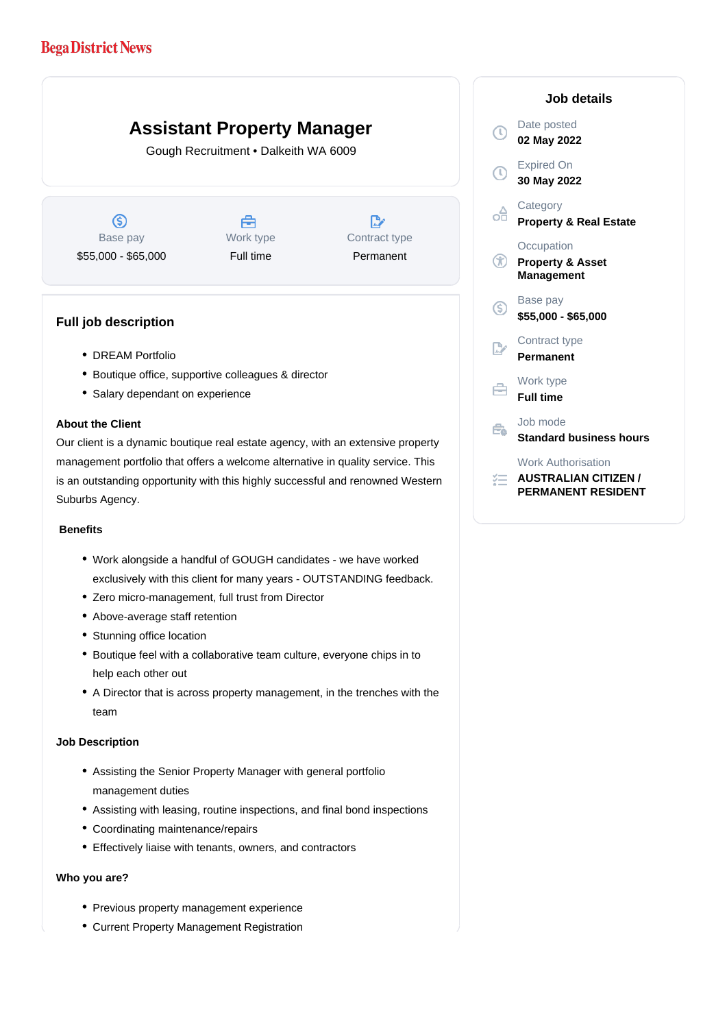Bega District News

# Assistant Property Manager

Gough Recruitment • Dalkeith WA 6009

| Base pay | Work type | Contract type |
| --- | --- | --- |
| $55,000 - $65,000 | Full time | Permanent |

## Full job description

- DREAM Portfolio
- Boutique office, supportive colleagues & director
- Salary dependant on experience

**About the Client**

Our client is a dynamic boutique real estate agency, with an extensive property management portfolio that offers a welcome alternative in quality service. This is an outstanding opportunity with this highly successful and renowned Western Suburbs Agency.

**Benefits**

- Work alongside a handful of GOUGH candidates - we have worked exclusively with this client for many years - OUTSTANDING feedback.
- Zero micro-management, full trust from Director
- Above-average staff retention
- Stunning office location
- Boutique feel with a collaborative team culture, everyone chips in to help each other out
- A Director that is across property management, in the trenches with the team

**Job Description**

- Assisting the Senior Property Manager with general portfolio management duties
- Assisting with leasing, routine inspections, and final bond inspections
- Coordinating maintenance/repairs
- Effectively liaise with tenants, owners, and contractors

**Who you are?**

- Previous property management experience
- Current Property Management Registration

## Job details

Date posted
**02 May 2022**

Expired On
**30 May 2022**

Category
**Property & Real Estate**

Occupation
**Property & Asset Management**

Base pay
**$55,000 - $65,000**

Contract type
**Permanent**

Work type
**Full time**

Job mode
**Standard business hours**

Work Authorisation
**AUSTRALIAN CITIZEN / PERMANENT RESIDENT**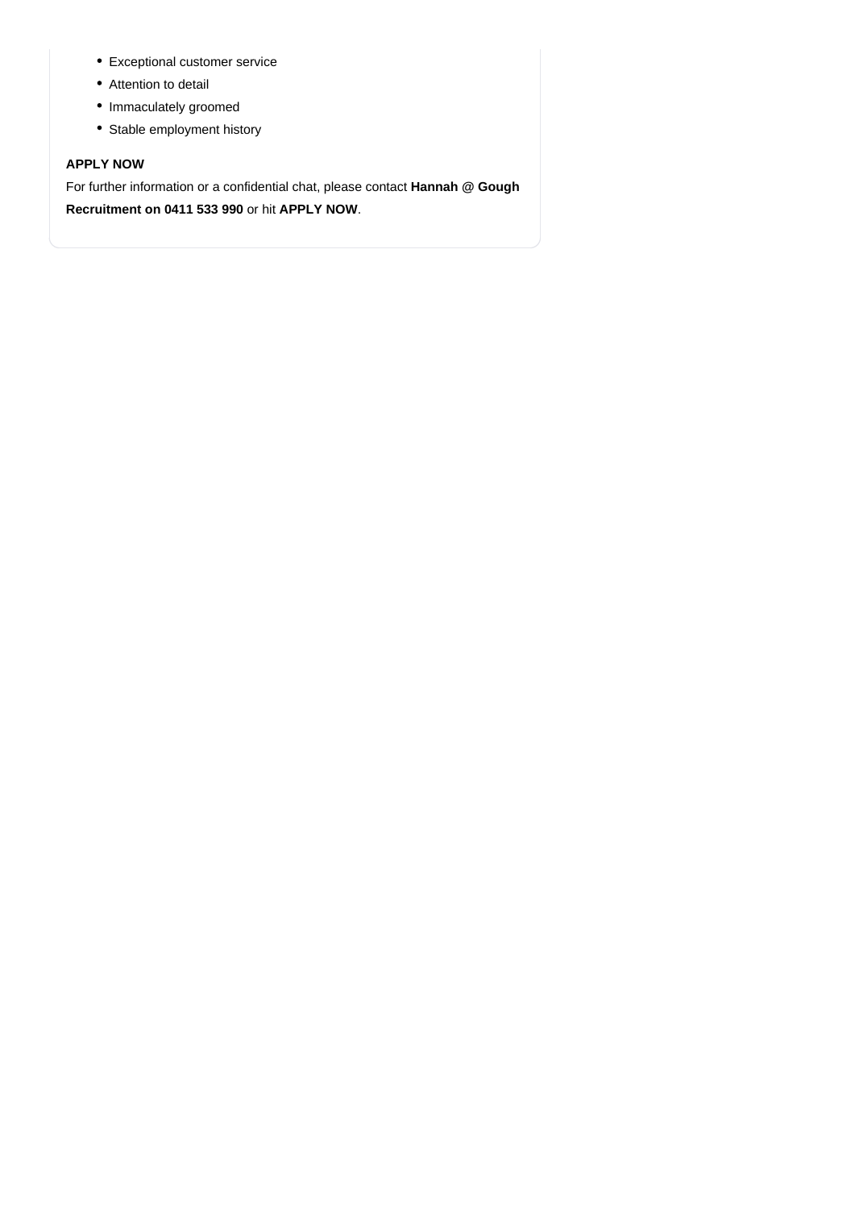- Exceptional customer service
- Attention to detail
- Immaculately groomed
- Stable employment history

**APPLY NOW**

For further information or a confidential chat, please contact **Hannah @ Gough Recruitment on 0411 533 990** or hit **APPLY NOW**.